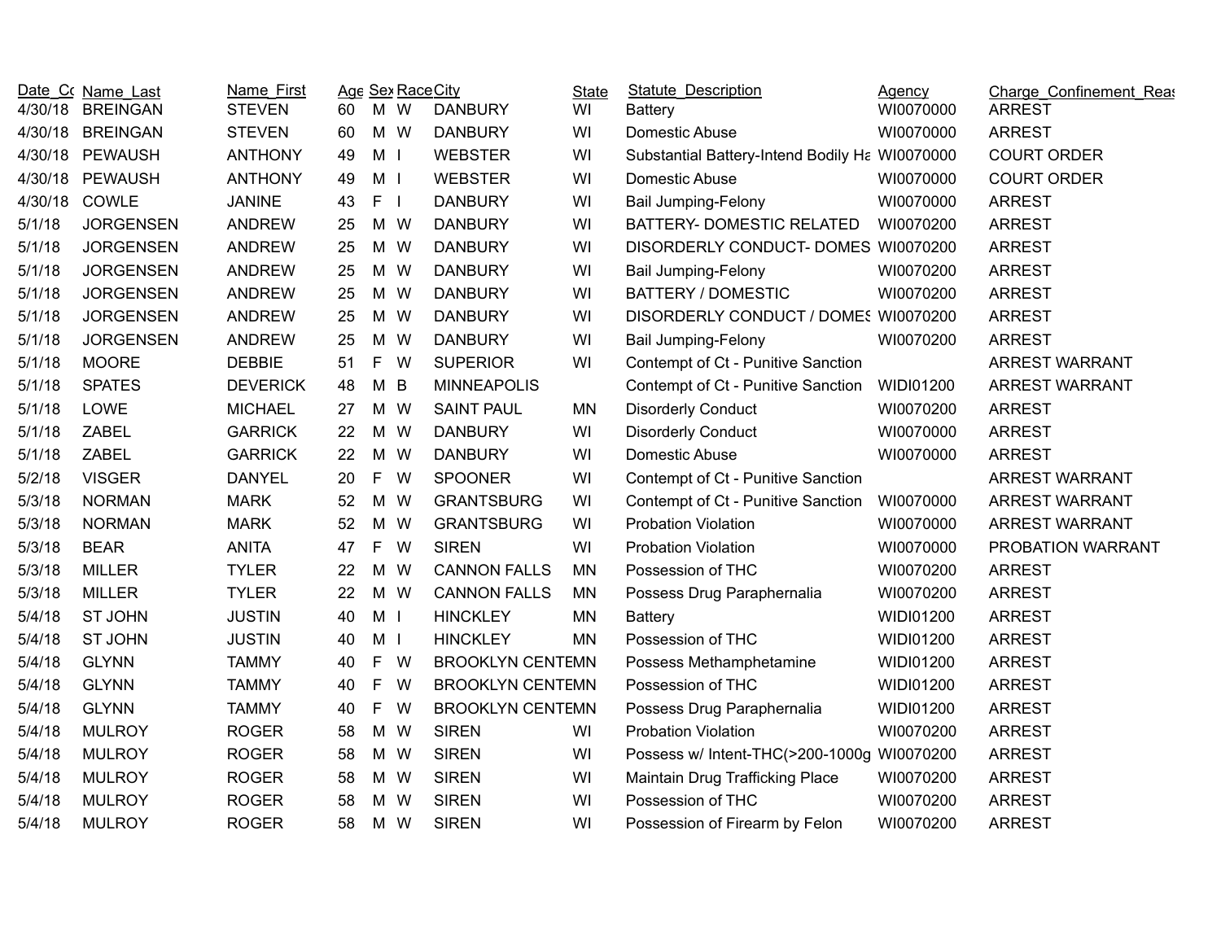| Date_Co | Name_Last | Name_First | Age | Sex | Race | City | State | Statute_Description | Agency | Charge_Confinement_Reas |
|---|---|---|---|---|---|---|---|---|---|---|
| 4/30/18 | BREINGAN | STEVEN | 60 | M | W | DANBURY | WI | Battery | WI0070000 | ARREST |
| 4/30/18 | BREINGAN | STEVEN | 60 | M | W | DANBURY | WI | Domestic Abuse | WI0070000 | ARREST |
| 4/30/18 | PEWAUSH | ANTHONY | 49 | M | I | WEBSTER | WI | Substantial Battery-Intend Bodily Ha | WI0070000 | COURT ORDER |
| 4/30/18 | PEWAUSH | ANTHONY | 49 | M | I | WEBSTER | WI | Domestic Abuse | WI0070000 | COURT ORDER |
| 4/30/18 | COWLE | JANINE | 43 | F | I | DANBURY | WI | Bail Jumping-Felony | WI0070000 | ARREST |
| 5/1/18 | JORGENSEN | ANDREW | 25 | M | W | DANBURY | WI | BATTERY- DOMESTIC RELATED | WI0070200 | ARREST |
| 5/1/18 | JORGENSEN | ANDREW | 25 | M | W | DANBURY | WI | DISORDERLY CONDUCT- DOMES | WI0070200 | ARREST |
| 5/1/18 | JORGENSEN | ANDREW | 25 | M | W | DANBURY | WI | Bail Jumping-Felony | WI0070200 | ARREST |
| 5/1/18 | JORGENSEN | ANDREW | 25 | M | W | DANBURY | WI | BATTERY / DOMESTIC | WI0070200 | ARREST |
| 5/1/18 | JORGENSEN | ANDREW | 25 | M | W | DANBURY | WI | DISORDERLY CONDUCT / DOMES | WI0070200 | ARREST |
| 5/1/18 | JORGENSEN | ANDREW | 25 | M | W | DANBURY | WI | Bail Jumping-Felony | WI0070200 | ARREST |
| 5/1/18 | MOORE | DEBBIE | 51 | F | W | SUPERIOR | WI | Contempt of Ct - Punitive Sanction | | ARREST WARRANT |
| 5/1/18 | SPATES | DEVERICK | 48 | M | B | MINNEAPOLIS | | Contempt of Ct - Punitive Sanction | WIDI01200 | ARREST WARRANT |
| 5/1/18 | LOWE | MICHAEL | 27 | M | W | SAINT PAUL | MN | Disorderly Conduct | WI0070200 | ARREST |
| 5/1/18 | ZABEL | GARRICK | 22 | M | W | DANBURY | WI | Disorderly Conduct | WI0070000 | ARREST |
| 5/1/18 | ZABEL | GARRICK | 22 | M | W | DANBURY | WI | Domestic Abuse | WI0070000 | ARREST |
| 5/2/18 | VISGER | DANYEL | 20 | F | W | SPOONER | WI | Contempt of Ct - Punitive Sanction | | ARREST WARRANT |
| 5/3/18 | NORMAN | MARK | 52 | M | W | GRANTSBURG | WI | Contempt of Ct - Punitive Sanction | WI0070000 | ARREST WARRANT |
| 5/3/18 | NORMAN | MARK | 52 | M | W | GRANTSBURG | WI | Probation Violation | WI0070000 | ARREST WARRANT |
| 5/3/18 | BEAR | ANITA | 47 | F | W | SIREN | WI | Probation Violation | WI0070000 | PROBATION WARRANT |
| 5/3/18 | MILLER | TYLER | 22 | M | W | CANNON FALLS | MN | Possession of THC | WI0070200 | ARREST |
| 5/3/18 | MILLER | TYLER | 22 | M | W | CANNON FALLS | MN | Possess Drug Paraphernalia | WI0070200 | ARREST |
| 5/4/18 | ST JOHN | JUSTIN | 40 | M | I | HINCKLEY | MN | Battery | WIDI01200 | ARREST |
| 5/4/18 | ST JOHN | JUSTIN | 40 | M | I | HINCKLEY | MN | Possession of THC | WIDI01200 | ARREST |
| 5/4/18 | GLYNN | TAMMY | 40 | F | W | BROOKLYN CENTE | MN | Possess Methamphetamine | WIDI01200 | ARREST |
| 5/4/18 | GLYNN | TAMMY | 40 | F | W | BROOKLYN CENTE | MN | Possession of THC | WIDI01200 | ARREST |
| 5/4/18 | GLYNN | TAMMY | 40 | F | W | BROOKLYN CENTE | MN | Possess Drug Paraphernalia | WIDI01200 | ARREST |
| 5/4/18 | MULROY | ROGER | 58 | M | W | SIREN | WI | Probation Violation | WI0070200 | ARREST |
| 5/4/18 | MULROY | ROGER | 58 | M | W | SIREN | WI | Possess w/ Intent-THC(>200-1000g | WI0070200 | ARREST |
| 5/4/18 | MULROY | ROGER | 58 | M | W | SIREN | WI | Maintain Drug Trafficking Place | WI0070200 | ARREST |
| 5/4/18 | MULROY | ROGER | 58 | M | W | SIREN | WI | Possession of THC | WI0070200 | ARREST |
| 5/4/18 | MULROY | ROGER | 58 | M | W | SIREN | WI | Possession of Firearm by Felon | WI0070200 | ARREST |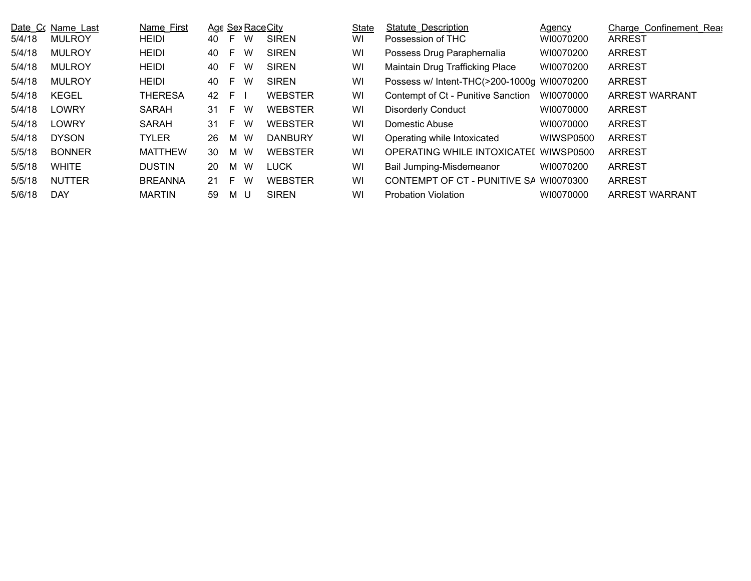| Date_Co | Name_Last | Name_First | Age | Sex | Race | City | State | Statute_Description | Agency | Charge_Confinement_Reas |
|---|---|---|---|---|---|---|---|---|---|---|
| 5/4/18 | MULROY | HEIDI | 40 | F | W | SIREN | WI | Possession of THC | WI0070200 | ARREST |
| 5/4/18 | MULROY | HEIDI | 40 | F | W | SIREN | WI | Possess Drug Paraphernalia | WI0070200 | ARREST |
| 5/4/18 | MULROY | HEIDI | 40 | F | W | SIREN | WI | Maintain Drug Trafficking Place | WI0070200 | ARREST |
| 5/4/18 | MULROY | HEIDI | 40 | F | W | SIREN | WI | Possess w/ Intent-THC(>200-1000g | WI0070200 | ARREST |
| 5/4/18 | KEGEL | THERESA | 42 | F | I | WEBSTER | WI | Contempt of Ct - Punitive Sanction | WI0070000 | ARREST WARRANT |
| 5/4/18 | LOWRY | SARAH | 31 | F | W | WEBSTER | WI | Disorderly Conduct | WI0070000 | ARREST |
| 5/4/18 | LOWRY | SARAH | 31 | F | W | WEBSTER | WI | Domestic Abuse | WI0070000 | ARREST |
| 5/4/18 | DYSON | TYLER | 26 | M | W | DANBURY | WI | Operating while Intoxicated | WIWSP0500 | ARREST |
| 5/5/18 | BONNER | MATTHEW | 30 | M | W | WEBSTER | WI | OPERATING WHILE INTOXICATED | WIWSP0500 | ARREST |
| 5/5/18 | WHITE | DUSTIN | 20 | M | W | LUCK | WI | Bail Jumping-Misdemeanor | WI0070200 | ARREST |
| 5/5/18 | NUTTER | BREANNA | 21 | F | W | WEBSTER | WI | CONTEMPT OF CT - PUNITIVE SA | WI0070300 | ARREST |
| 5/6/18 | DAY | MARTIN | 59 | M | U | SIREN | WI | Probation Violation | WI0070000 | ARREST WARRANT |